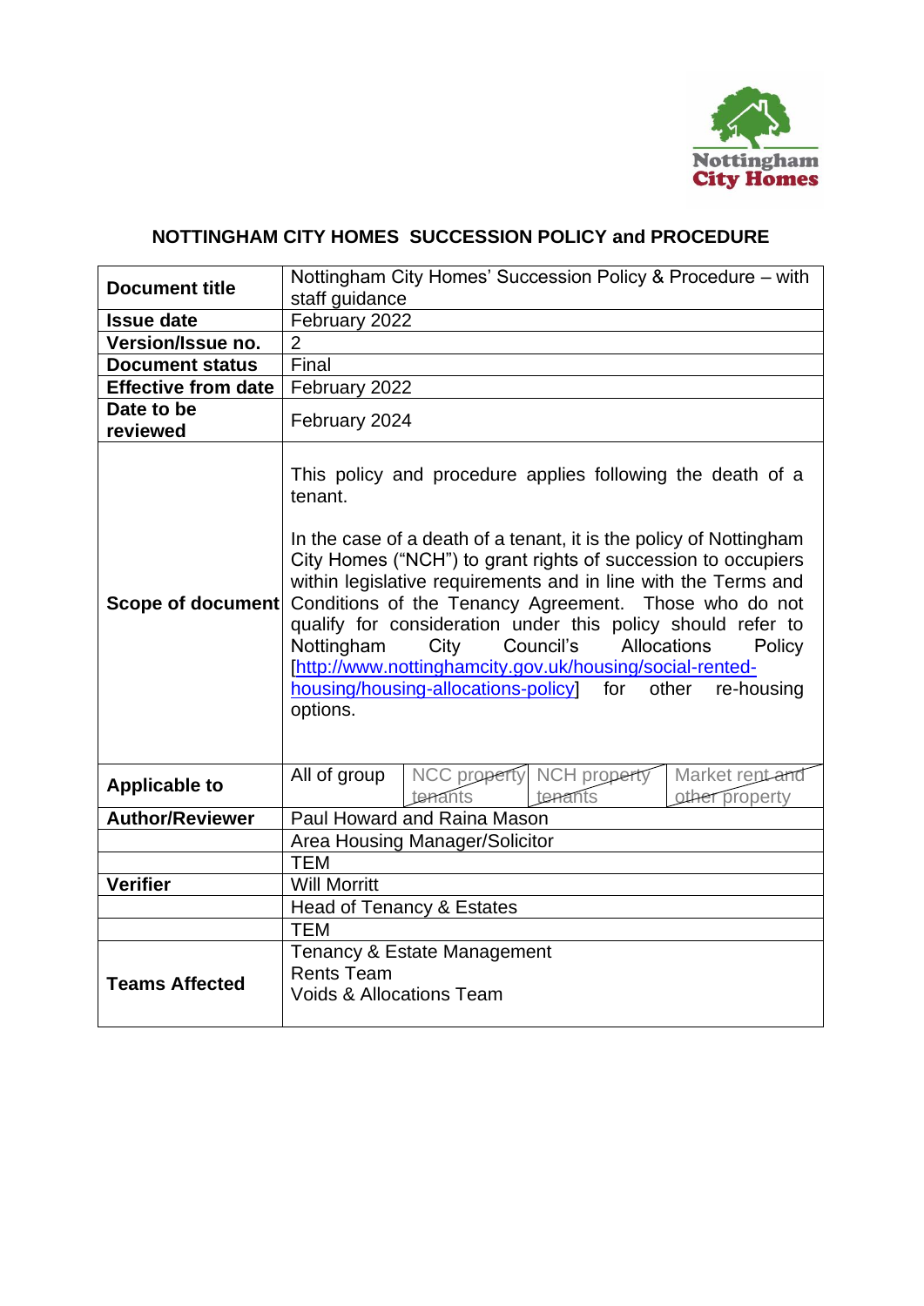# NOTTINGHAM CITY HOMES SUCCESSION POLICY and PROCEDURE

| | |
|---|---|
| **Document title** | Nottingham City Homes' Succession Policy & Procedure – with staff guidance |
| **Issue date** | February 2022 |
| **Version/Issue no.** | 2 |
| **Document status** | Final |
| **Effective from date** | February 2022 |
| **Date to be reviewed** | February 2024 |
| **Scope of document** | This policy and procedure applies following the death of a tenant.<br><br>In the case of a death of a tenant, it is the policy of Nottingham City Homes ("NCH") to grant rights of succession to occupiers within legislative requirements and in line with the Terms and Conditions of the Tenancy Agreement. Those who do not qualify for consideration under this policy should refer to Nottingham City Council's Allocations Policy [http://www.nottinghamcity.gov.uk/housing/social-rented-housing/housing-allocations-policy] for other re-housing options. |
| **Applicable to** | All of group / ~~NCC property tenants~~ / ~~NCH property tenants~~ / ~~Market rent and other property~~ |
| **Author/Reviewer** | Paul Howard and Raina Mason |
| | Area Housing Manager/Solicitor |
| | TEM |
| **Verifier** | Will Morritt |
| | Head of Tenancy & Estates |
| | TEM |
| **Teams Affected** | Tenancy & Estate Management<br>Rents Team<br>Voids & Allocations Team |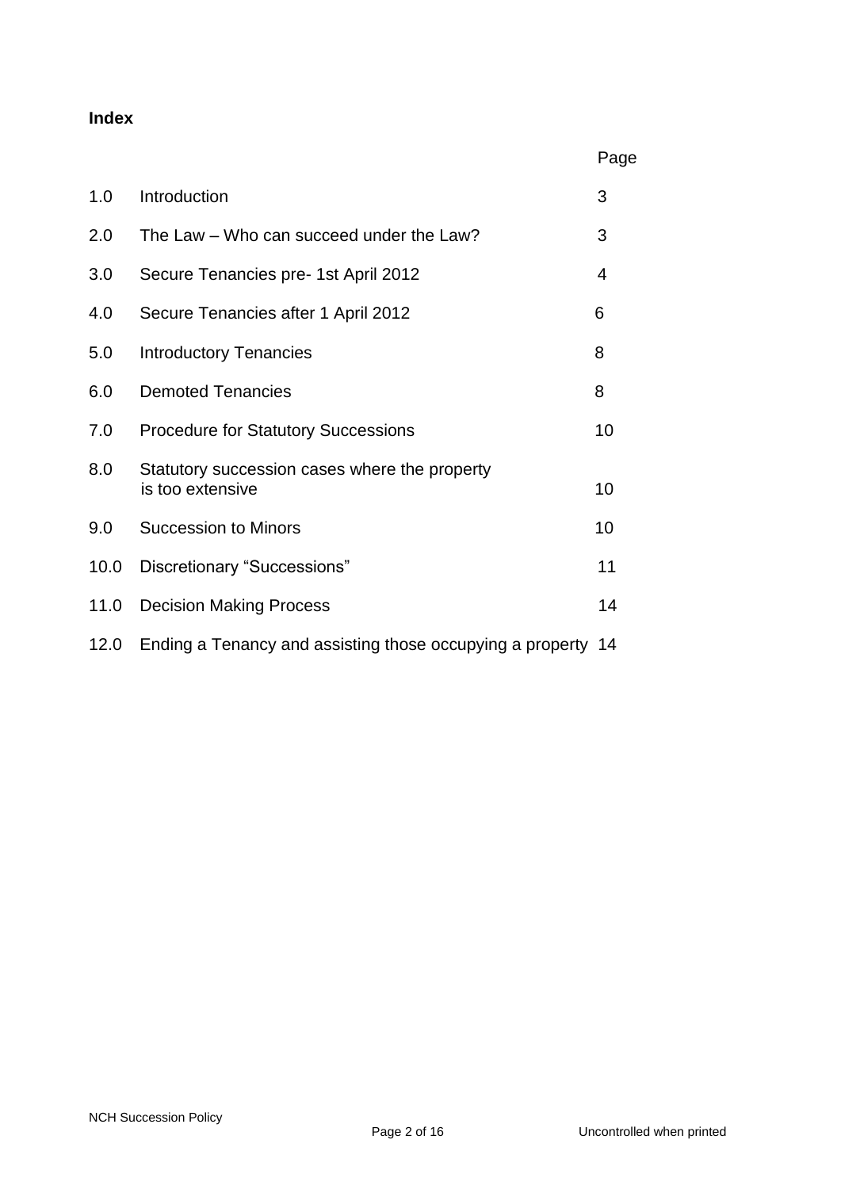**Index**

| | | Page |
|---|---|---|
| 1.0 | Introduction | 3 |
| 2.0 | The Law – Who can succeed under the Law? | 3 |
| 3.0 | Secure Tenancies pre- 1st April 2012 | 4 |
| 4.0 | Secure Tenancies after 1 April 2012 | 6 |
| 5.0 | Introductory Tenancies | 8 |
| 6.0 | Demoted Tenancies | 8 |
| 7.0 | Procedure for Statutory Successions | 10 |
| 8.0 | Statutory succession cases where the property is too extensive | 10 |
| 9.0 | Succession to Minors | 10 |
| 10.0 | Discretionary "Successions" | 11 |
| 11.0 | Decision Making Process | 14 |
| 12.0 | Ending a Tenancy and assisting those occupying a property | 14 |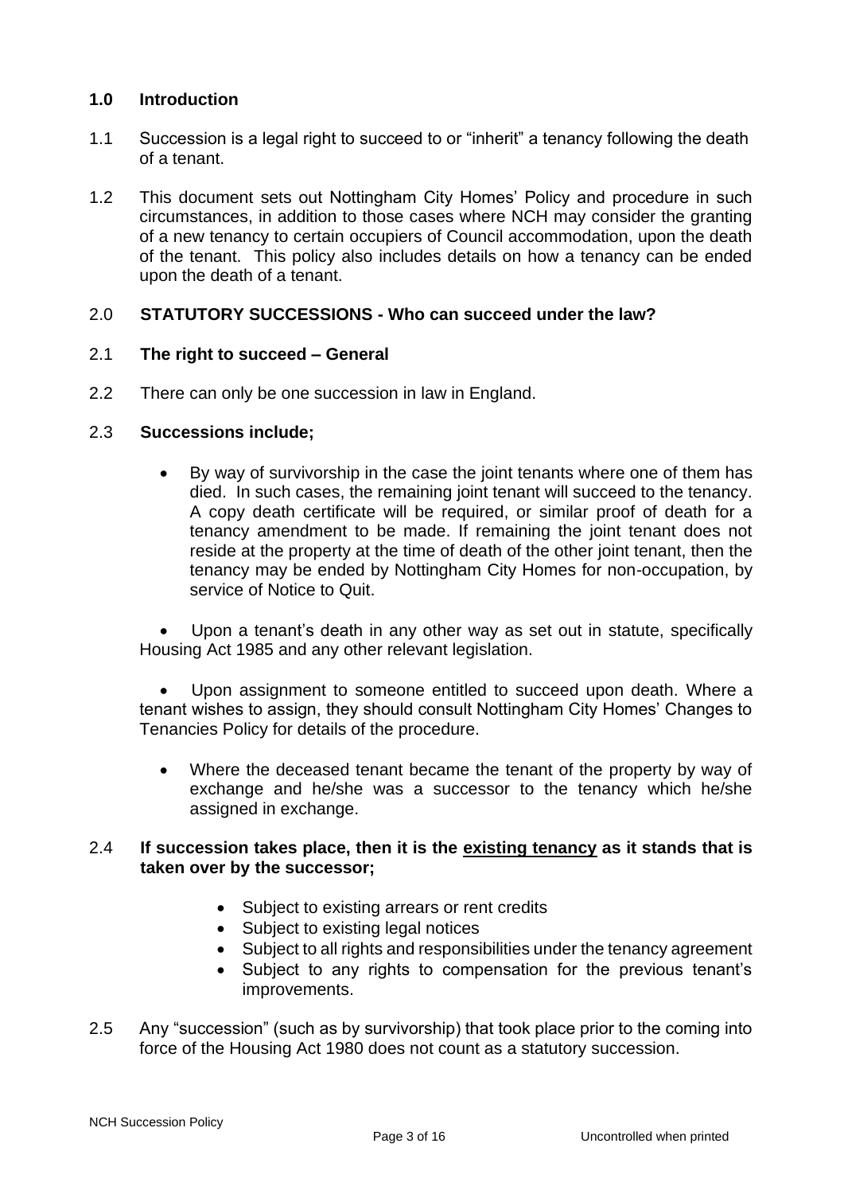## 1.0 Introduction

1.1 Succession is a legal right to succeed to or "inherit" a tenancy following the death of a tenant.

1.2 This document sets out Nottingham City Homes' Policy and procedure in such circumstances, in addition to those cases where NCH may consider the granting of a new tenancy to certain occupiers of Council accommodation, upon the death of the tenant. This policy also includes details on how a tenancy can be ended upon the death of a tenant.

## 2.0 STATUTORY SUCCESSIONS - Who can succeed under the law?

### 2.1 The right to succeed – General

2.2 There can only be one succession in law in England.

### 2.3 Successions include;

- By way of survivorship in the case the joint tenants where one of them has died. In such cases, the remaining joint tenant will succeed to the tenancy. A copy death certificate will be required, or similar proof of death for a tenancy amendment to be made. If remaining the joint tenant does not reside at the property at the time of death of the other joint tenant, then the tenancy may be ended by Nottingham City Homes for non-occupation, by service of Notice to Quit.

- Upon a tenant's death in any other way as set out in statute, specifically Housing Act 1985 and any other relevant legislation.

- Upon assignment to someone entitled to succeed upon death. Where a tenant wishes to assign, they should consult Nottingham City Homes' Changes to Tenancies Policy for details of the procedure.

- Where the deceased tenant became the tenant of the property by way of exchange and he/she was a successor to the tenancy which he/she assigned in exchange.

### 2.4 If succession takes place, then it is the existing tenancy as it stands that is taken over by the successor;

- Subject to existing arrears or rent credits
- Subject to existing legal notices
- Subject to all rights and responsibilities under the tenancy agreement
- Subject to any rights to compensation for the previous tenant's improvements.

2.5 Any "succession" (such as by survivorship) that took place prior to the coming into force of the Housing Act 1980 does not count as a statutory succession.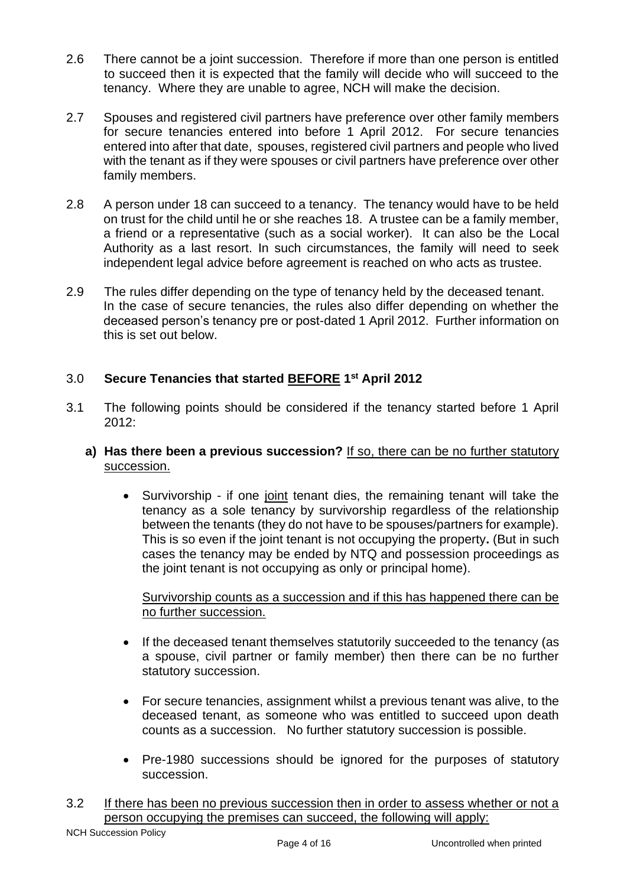2.6 There cannot be a joint succession. Therefore if more than one person is entitled to succeed then it is expected that the family will decide who will succeed to the tenancy. Where they are unable to agree, NCH will make the decision.

2.7 Spouses and registered civil partners have preference over other family members for secure tenancies entered into before 1 April 2012. For secure tenancies entered into after that date, spouses, registered civil partners and people who lived with the tenant as if they were spouses or civil partners have preference over other family members.

2.8 A person under 18 can succeed to a tenancy. The tenancy would have to be held on trust for the child until he or she reaches 18. A trustee can be a family member, a friend or a representative (such as a social worker). It can also be the Local Authority as a last resort. In such circumstances, the family will need to seek independent legal advice before agreement is reached on who acts as trustee.

2.9 The rules differ depending on the type of tenancy held by the deceased tenant. In the case of secure tenancies, the rules also differ depending on whether the deceased person's tenancy pre or post-dated 1 April 2012. Further information on this is set out below.

## 3.0 Secure Tenancies that started <u>BEFORE</u> 1st April 2012

3.1 The following points should be considered if the tenancy started before 1 April 2012:

**a) Has there been a previous succession?** <u>If so, there can be no further statutory succession.</u>

- Survivorship - if one <u>joint</u> tenant dies, the remaining tenant will take the tenancy as a sole tenancy by survivorship regardless of the relationship between the tenants (they do not have to be spouses/partners for example). This is so even if the joint tenant is not occupying the property**.** (But in such cases the tenancy may be ended by NTQ and possession proceedings as the joint tenant is not occupying as only or principal home).

  <u>Survivorship counts as a succession and if this has happened there can be no further succession.</u>

- If the deceased tenant themselves statutorily succeeded to the tenancy (as a spouse, civil partner or family member) then there can be no further statutory succession.

- For secure tenancies, assignment whilst a previous tenant was alive, to the deceased tenant, as someone who was entitled to succeed upon death counts as a succession. No further statutory succession is possible.

- Pre-1980 successions should be ignored for the purposes of statutory succession.

3.2 <u>If there has been no previous succession then in order to assess whether or not a person occupying the premises can succeed, the following will apply:</u>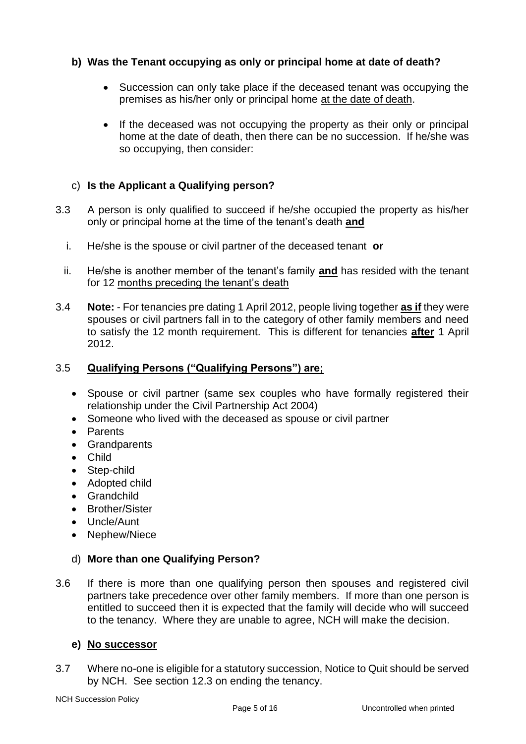**b) Was the Tenant occupying as only or principal home at date of death?**

- Succession can only take place if the deceased tenant was occupying the premises as his/her only or principal home at the date of death.
- If the deceased was not occupying the property as their only or principal home at the date of death, then there can be no succession. If he/she was so occupying, then consider:

c) **Is the Applicant a Qualifying person?**

3.3 A person is only qualified to succeed if he/she occupied the property as his/her only or principal home at the time of the tenant's death **and**

i. He/she is the spouse or civil partner of the deceased tenant **or**

ii. He/she is another member of the tenant's family **and** has resided with the tenant for 12 months preceding the tenant's death

3.4 **Note:** - For tenancies pre dating 1 April 2012, people living together **as if** they were spouses or civil partners fall in to the category of other family members and need to satisfy the 12 month requirement. This is different for tenancies **after** 1 April 2012.

3.5 **Qualifying Persons ("Qualifying Persons") are;**

- Spouse or civil partner (same sex couples who have formally registered their relationship under the Civil Partnership Act 2004)
- Someone who lived with the deceased as spouse or civil partner
- Parents
- Grandparents
- Child
- Step-child
- Adopted child
- Grandchild
- Brother/Sister
- Uncle/Aunt
- Nephew/Niece

d) **More than one Qualifying Person?**

3.6 If there is more than one qualifying person then spouses and registered civil partners take precedence over other family members. If more than one person is entitled to succeed then it is expected that the family will decide who will succeed to the tenancy. Where they are unable to agree, NCH will make the decision.

**e) No successor**

3.7 Where no-one is eligible for a statutory succession, Notice to Quit should be served by NCH. See section 12.3 on ending the tenancy.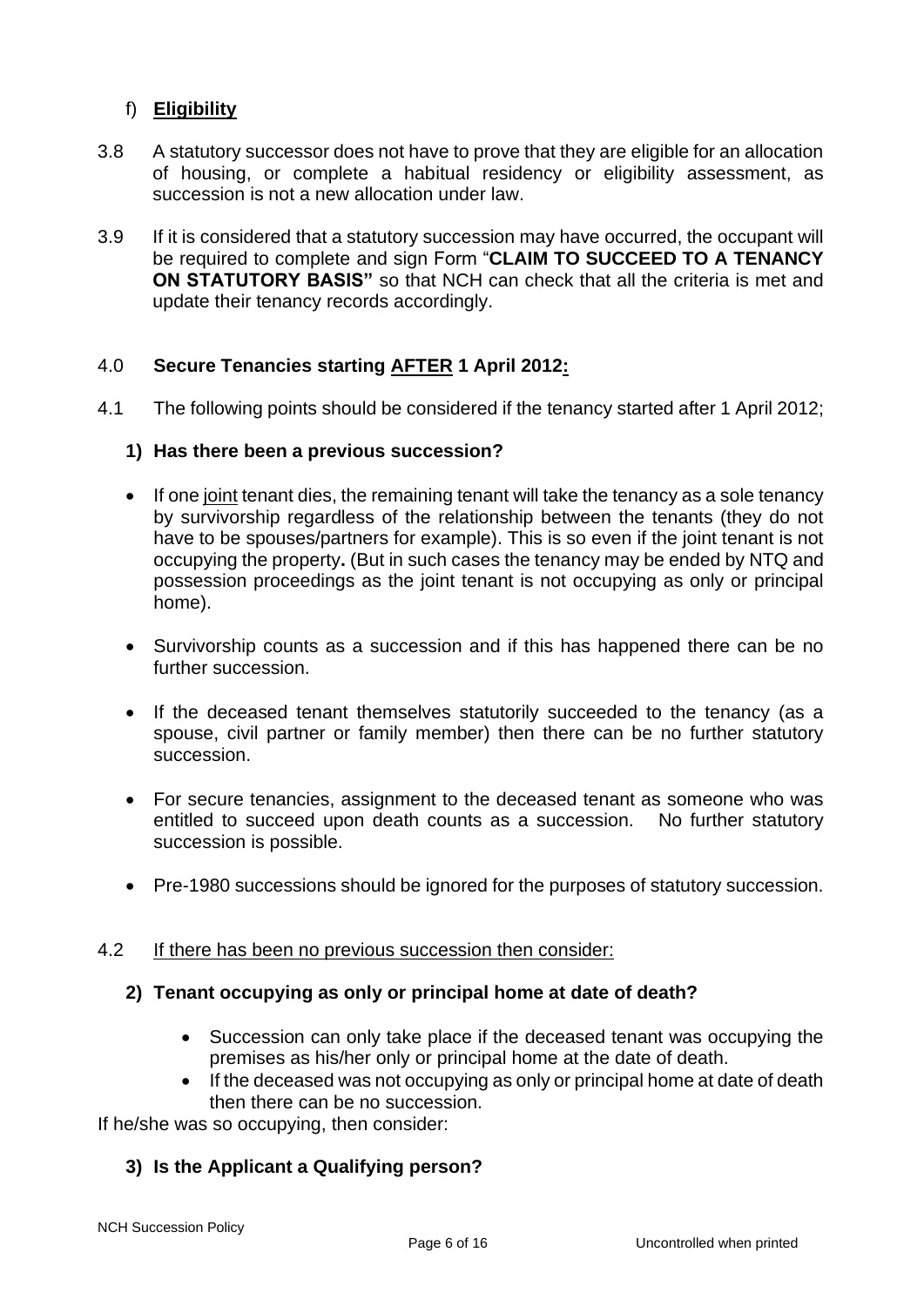### f) **Eligibility**

3.8 A statutory successor does not have to prove that they are eligible for an allocation of housing, or complete a habitual residency or eligibility assessment, as succession is not a new allocation under law.

3.9 If it is considered that a statutory succession may have occurred, the occupant will be required to complete and sign Form "**CLAIM TO SUCCEED TO A TENANCY ON STATUTORY BASIS"** so that NCH can check that all the criteria is met and update their tenancy records accordingly.

## 4.0 **Secure Tenancies starting AFTER 1 April 2012:**

4.1 The following points should be considered if the tenancy started after 1 April 2012;

### **1) Has there been a previous succession?**

- If one joint tenant dies, the remaining tenant will take the tenancy as a sole tenancy by survivorship regardless of the relationship between the tenants (they do not have to be spouses/partners for example). This is so even if the joint tenant is not occupying the property**.** (But in such cases the tenancy may be ended by NTQ and possession proceedings as the joint tenant is not occupying as only or principal home).
- Survivorship counts as a succession and if this has happened there can be no further succession.
- If the deceased tenant themselves statutorily succeeded to the tenancy (as a spouse, civil partner or family member) then there can be no further statutory succession.
- For secure tenancies, assignment to the deceased tenant as someone who was entitled to succeed upon death counts as a succession. No further statutory succession is possible.
- Pre-1980 successions should be ignored for the purposes of statutory succession.

4.2 If there has been no previous succession then consider:

### **2) Tenant occupying as only or principal home at date of death?**

- Succession can only take place if the deceased tenant was occupying the premises as his/her only or principal home at the date of death.
- If the deceased was not occupying as only or principal home at date of death then there can be no succession.

If he/she was so occupying, then consider:

### **3) Is the Applicant a Qualifying person?**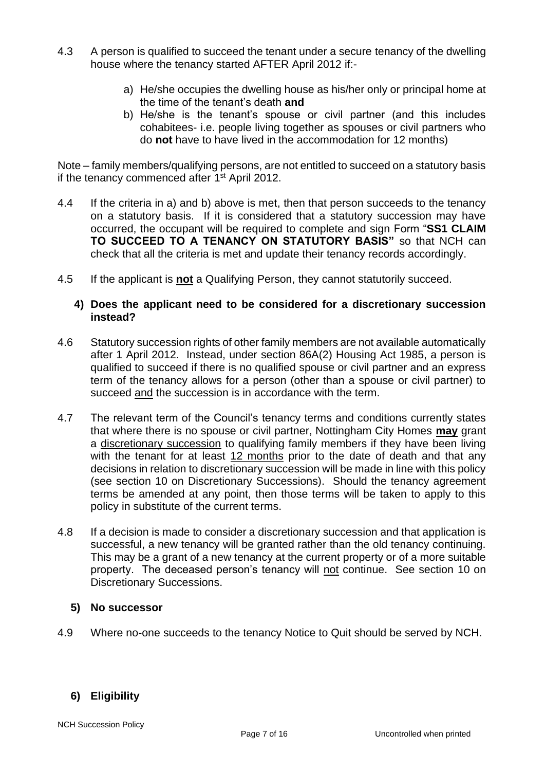4.3 A person is qualified to succeed the tenant under a secure tenancy of the dwelling house where the tenancy started AFTER April 2012 if:-

a) He/she occupies the dwelling house as his/her only or principal home at the time of the tenant's death **and**

b) He/she is the tenant's spouse or civil partner (and this includes cohabitees- i.e. people living together as spouses or civil partners who do **not** have to have lived in the accommodation for 12 months)

Note – family members/qualifying persons, are not entitled to succeed on a statutory basis if the tenancy commenced after 1st April 2012.

4.4 If the criteria in a) and b) above is met, then that person succeeds to the tenancy on a statutory basis. If it is considered that a statutory succession may have occurred, the occupant will be required to complete and sign Form "**SS1 CLAIM TO SUCCEED TO A TENANCY ON STATUTORY BASIS"** so that NCH can check that all the criteria is met and update their tenancy records accordingly.

4.5 If the applicant is **not** a Qualifying Person, they cannot statutorily succeed.

### 4) Does the applicant need to be considered for a discretionary succession instead?

4.6 Statutory succession rights of other family members are not available automatically after 1 April 2012. Instead, under section 86A(2) Housing Act 1985, a person is qualified to succeed if there is no qualified spouse or civil partner and an express term of the tenancy allows for a person (other than a spouse or civil partner) to succeed and the succession is in accordance with the term.

4.7 The relevant term of the Council's tenancy terms and conditions currently states that where there is no spouse or civil partner, Nottingham City Homes **may** grant a discretionary succession to qualifying family members if they have been living with the tenant for at least 12 months prior to the date of death and that any decisions in relation to discretionary succession will be made in line with this policy (see section 10 on Discretionary Successions). Should the tenancy agreement terms be amended at any point, then those terms will be taken to apply to this policy in substitute of the current terms.

4.8 If a decision is made to consider a discretionary succession and that application is successful, a new tenancy will be granted rather than the old tenancy continuing. This may be a grant of a new tenancy at the current property or of a more suitable property. The deceased person's tenancy will not continue. See section 10 on Discretionary Successions.

### 5) No successor

4.9 Where no-one succeeds to the tenancy Notice to Quit should be served by NCH.

### 6) Eligibility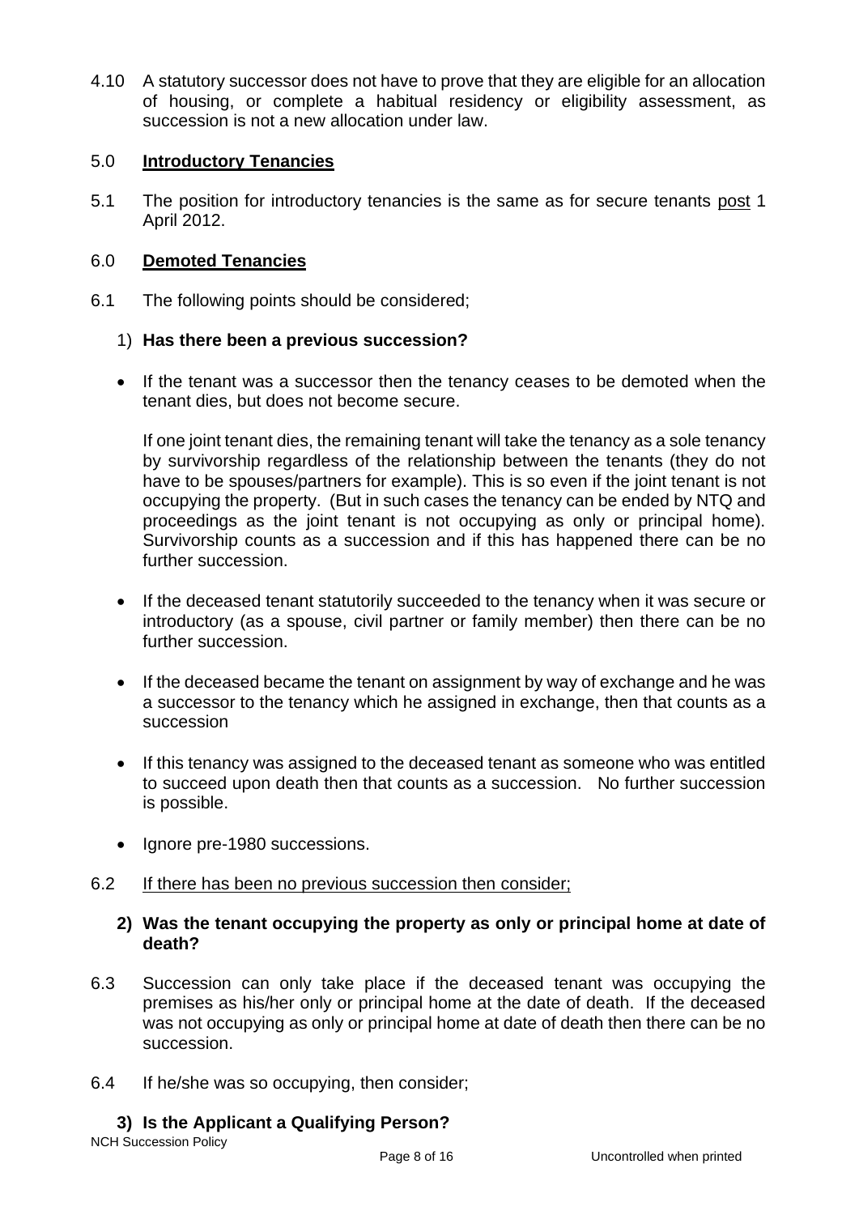4.10 A statutory successor does not have to prove that they are eligible for an allocation of housing, or complete a habitual residency or eligibility assessment, as succession is not a new allocation under law.

## 5.0 Introductory Tenancies

5.1 The position for introductory tenancies is the same as for secure tenants post 1 April 2012.

## 6.0 Demoted Tenancies

6.1 The following points should be considered;

1) **Has there been a previous succession?**

- If the tenant was a successor then the tenancy ceases to be demoted when the tenant dies, but does not become secure.

  If one joint tenant dies, the remaining tenant will take the tenancy as a sole tenancy by survivorship regardless of the relationship between the tenants (they do not have to be spouses/partners for example). This is so even if the joint tenant is not occupying the property. (But in such cases the tenancy can be ended by NTQ and proceedings as the joint tenant is not occupying as only or principal home). Survivorship counts as a succession and if this has happened there can be no further succession.

- If the deceased tenant statutorily succeeded to the tenancy when it was secure or introductory (as a spouse, civil partner or family member) then there can be no further succession.

- If the deceased became the tenant on assignment by way of exchange and he was a successor to the tenancy which he assigned in exchange, then that counts as a succession

- If this tenancy was assigned to the deceased tenant as someone who was entitled to succeed upon death then that counts as a succession. No further succession is possible.

- Ignore pre-1980 successions.

6.2 If there has been no previous succession then consider;

2) **Was the tenant occupying the property as only or principal home at date of death?**

6.3 Succession can only take place if the deceased tenant was occupying the premises as his/her only or principal home at the date of death. If the deceased was not occupying as only or principal home at date of death then there can be no succession.

6.4 If he/she was so occupying, then consider;

3) **Is the Applicant a Qualifying Person?**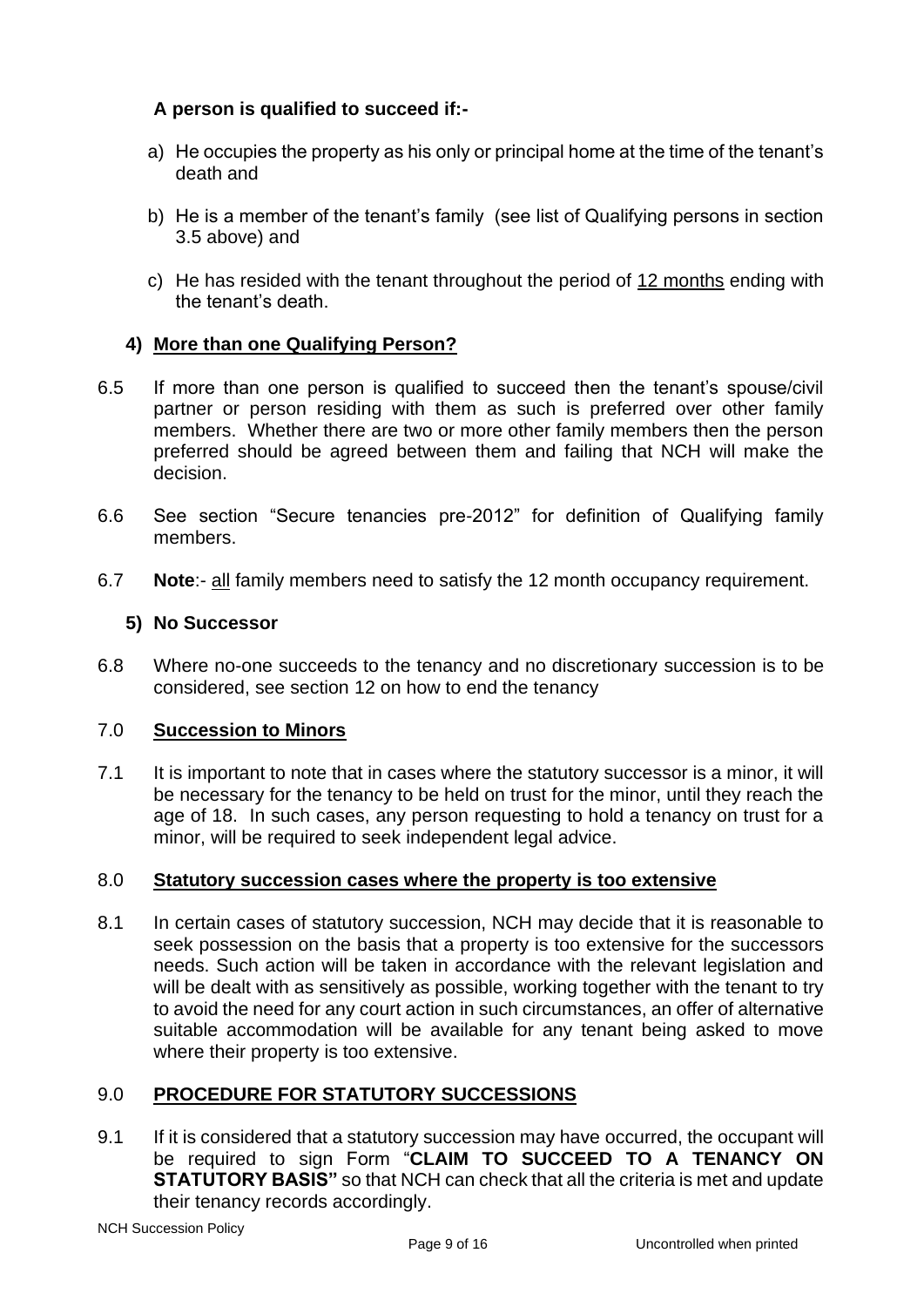**A person is qualified to succeed if:-**

a) He occupies the property as his only or principal home at the time of the tenant's death and

b) He is a member of the tenant's family (see list of Qualifying persons in section 3.5 above) and

c) He has resided with the tenant throughout the period of 12 months ending with the tenant's death.

### 4) More than one Qualifying Person?

6.5 If more than one person is qualified to succeed then the tenant's spouse/civil partner or person residing with them as such is preferred over other family members. Whether there are two or more other family members then the person preferred should be agreed between them and failing that NCH will make the decision.

6.6 See section "Secure tenancies pre-2012" for definition of Qualifying family members.

6.7 **Note**:- all family members need to satisfy the 12 month occupancy requirement.

### 5) No Successor

6.8 Where no-one succeeds to the tenancy and no discretionary succession is to be considered, see section 12 on how to end the tenancy

## 7.0 Succession to Minors

7.1 It is important to note that in cases where the statutory successor is a minor, it will be necessary for the tenancy to be held on trust for the minor, until they reach the age of 18. In such cases, any person requesting to hold a tenancy on trust for a minor, will be required to seek independent legal advice.

## 8.0 Statutory succession cases where the property is too extensive

8.1 In certain cases of statutory succession, NCH may decide that it is reasonable to seek possession on the basis that a property is too extensive for the successors needs. Such action will be taken in accordance with the relevant legislation and will be dealt with as sensitively as possible, working together with the tenant to try to avoid the need for any court action in such circumstances, an offer of alternative suitable accommodation will be available for any tenant being asked to move where their property is too extensive.

## 9.0 PROCEDURE FOR STATUTORY SUCCESSIONS

9.1 If it is considered that a statutory succession may have occurred, the occupant will be required to sign Form "**CLAIM TO SUCCEED TO A TENANCY ON STATUTORY BASIS"** so that NCH can check that all the criteria is met and update their tenancy records accordingly.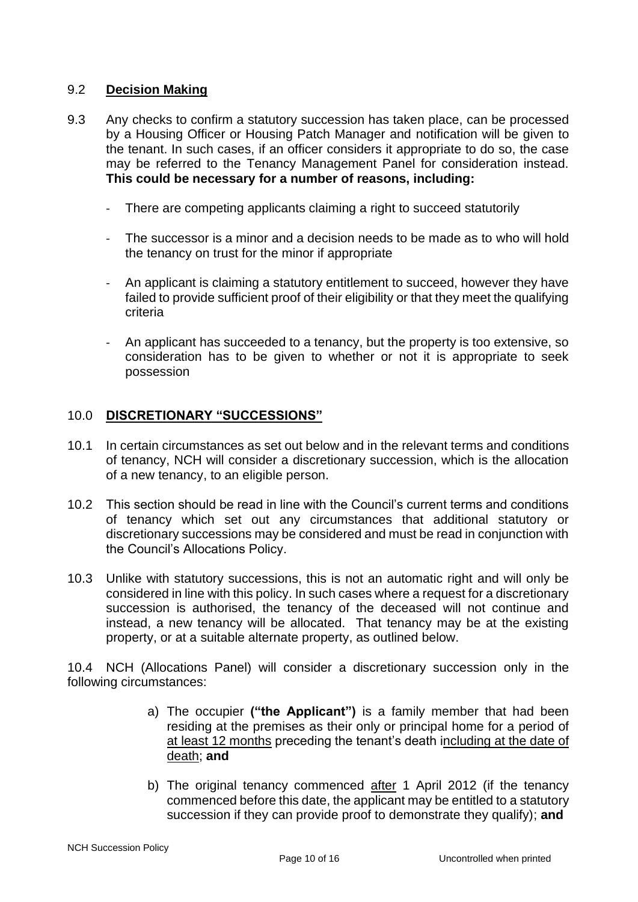## 9.2 **Decision Making**

9.3 Any checks to confirm a statutory succession has taken place, can be processed by a Housing Officer or Housing Patch Manager and notification will be given to the tenant. In such cases, if an officer considers it appropriate to do so, the case may be referred to the Tenancy Management Panel for consideration instead. **This could be necessary for a number of reasons, including:**

- There are competing applicants claiming a right to succeed statutorily
- The successor is a minor and a decision needs to be made as to who will hold the tenancy on trust for the minor if appropriate
- An applicant is claiming a statutory entitlement to succeed, however they have failed to provide sufficient proof of their eligibility or that they meet the qualifying criteria
- An applicant has succeeded to a tenancy, but the property is too extensive, so consideration has to be given to whether or not it is appropriate to seek possession

## 10.0 **DISCRETIONARY "SUCCESSIONS"**

10.1 In certain circumstances as set out below and in the relevant terms and conditions of tenancy, NCH will consider a discretionary succession, which is the allocation of a new tenancy, to an eligible person.

10.2 This section should be read in line with the Council's current terms and conditions of tenancy which set out any circumstances that additional statutory or discretionary successions may be considered and must be read in conjunction with the Council's Allocations Policy.

10.3 Unlike with statutory successions, this is not an automatic right and will only be considered in line with this policy. In such cases where a request for a discretionary succession is authorised, the tenancy of the deceased will not continue and instead, a new tenancy will be allocated. That tenancy may be at the existing property, or at a suitable alternate property, as outlined below.

10.4 NCH (Allocations Panel) will consider a discretionary succession only in the following circumstances:

a) The occupier **("the Applicant")** is a family member that had been residing at the premises as their only or principal home for a period of <u>at least 12 months</u> preceding the tenant's death <u>including at the date of death</u>; **and**

b) The original tenancy commenced <u>after</u> 1 April 2012 (if the tenancy commenced before this date, the applicant may be entitled to a statutory succession if they can provide proof to demonstrate they qualify); **and**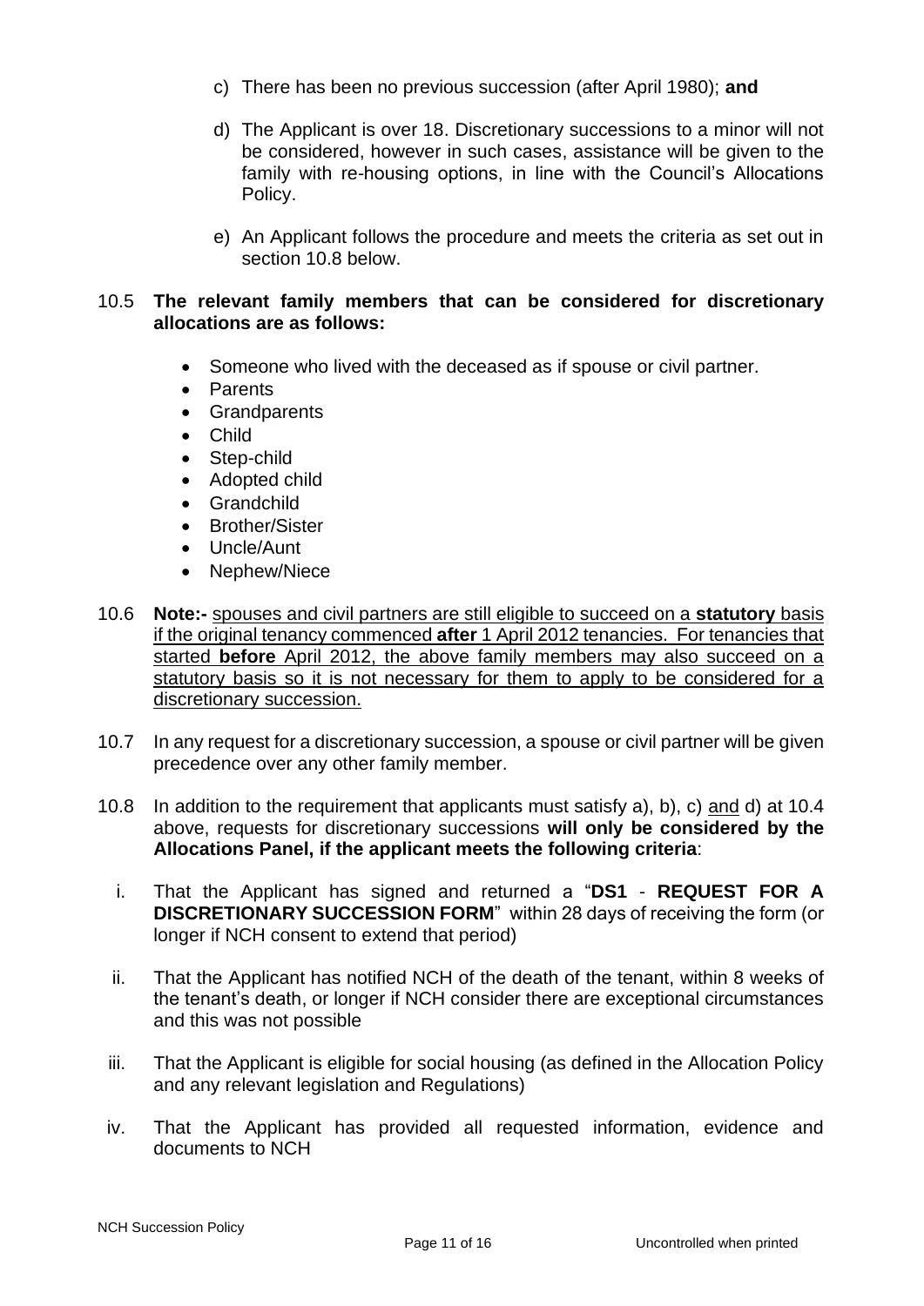c) There has been no previous succession (after April 1980); **and**

d) The Applicant is over 18. Discretionary successions to a minor will not be considered, however in such cases, assistance will be given to the family with re-housing options, in line with the Council's Allocations Policy.

e) An Applicant follows the procedure and meets the criteria as set out in section 10.8 below.

10.5 **The relevant family members that can be considered for discretionary allocations are as follows:**

- Someone who lived with the deceased as if spouse or civil partner.
- Parents
- Grandparents
- Child
- Step-child
- Adopted child
- Grandchild
- Brother/Sister
- Uncle/Aunt
- Nephew/Niece

10.6 **Note:-** <u>spouses and civil partners are still eligible to succeed on a **statutory** basis if the original tenancy commenced **after** 1 April 2012 tenancies. For tenancies that started **before** April 2012, the above family members may also succeed on a statutory basis so it is not necessary for them to apply to be considered for a discretionary succession.</u>

10.7 In any request for a discretionary succession, a spouse or civil partner will be given precedence over any other family member.

10.8 In addition to the requirement that applicants must satisfy a), b), c) <u>and</u> d) at 10.4 above, requests for discretionary successions **will only be considered by the Allocations Panel, if the applicant meets the following criteria**:

i. That the Applicant has signed and returned a "**DS1** - **REQUEST FOR A DISCRETIONARY SUCCESSION FORM**" within 28 days of receiving the form (or longer if NCH consent to extend that period)

ii. That the Applicant has notified NCH of the death of the tenant, within 8 weeks of the tenant's death, or longer if NCH consider there are exceptional circumstances and this was not possible

iii. That the Applicant is eligible for social housing (as defined in the Allocation Policy and any relevant legislation and Regulations)

iv. That the Applicant has provided all requested information, evidence and documents to NCH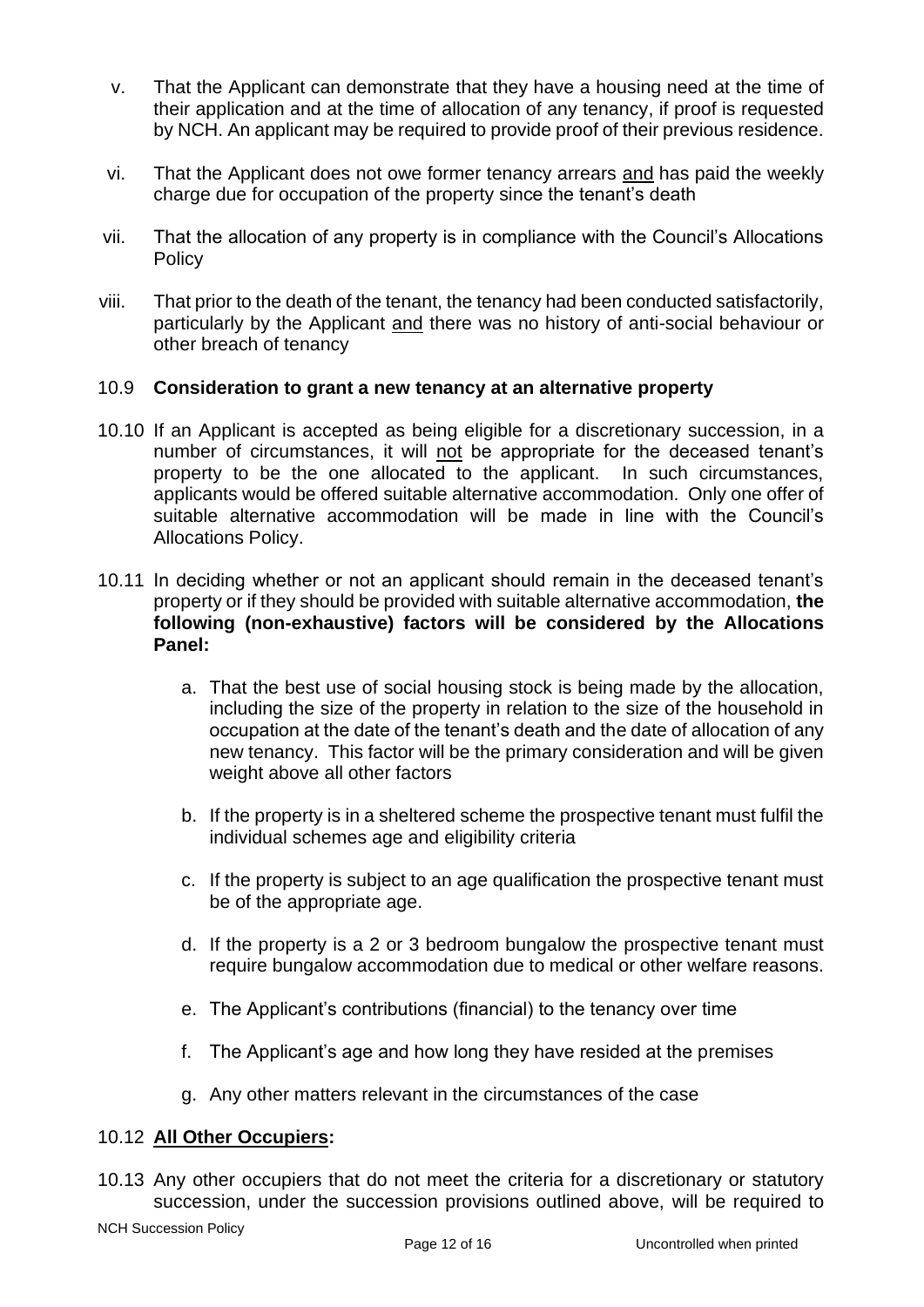v. That the Applicant can demonstrate that they have a housing need at the time of their application and at the time of allocation of any tenancy, if proof is requested by NCH. An applicant may be required to provide proof of their previous residence.

vi. That the Applicant does not owe former tenancy arrears <u>and</u> has paid the weekly charge due for occupation of the property since the tenant's death

vii. That the allocation of any property is in compliance with the Council's Allocations Policy

viii. That prior to the death of the tenant, the tenancy had been conducted satisfactorily, particularly by the Applicant <u>and</u> there was no history of anti-social behaviour or other breach of tenancy

10.9 **Consideration to grant a new tenancy at an alternative property**

10.10 If an Applicant is accepted as being eligible for a discretionary succession, in a number of circumstances, it will <u>not</u> be appropriate for the deceased tenant's property to be the one allocated to the applicant. In such circumstances, applicants would be offered suitable alternative accommodation. Only one offer of suitable alternative accommodation will be made in line with the Council's Allocations Policy.

10.11 In deciding whether or not an applicant should remain in the deceased tenant's property or if they should be provided with suitable alternative accommodation, **the following (non-exhaustive) factors will be considered by the Allocations Panel:**

a. That the best use of social housing stock is being made by the allocation, including the size of the property in relation to the size of the household in occupation at the date of the tenant's death and the date of allocation of any new tenancy. This factor will be the primary consideration and will be given weight above all other factors

b. If the property is in a sheltered scheme the prospective tenant must fulfil the individual schemes age and eligibility criteria

c. If the property is subject to an age qualification the prospective tenant must be of the appropriate age.

d. If the property is a 2 or 3 bedroom bungalow the prospective tenant must require bungalow accommodation due to medical or other welfare reasons.

e. The Applicant's contributions (financial) to the tenancy over time

f. The Applicant's age and how long they have resided at the premises

g. Any other matters relevant in the circumstances of the case

10.12 **<u>All Other Occupiers</u>:**

10.13 Any other occupiers that do not meet the criteria for a discretionary or statutory succession, under the succession provisions outlined above, will be required to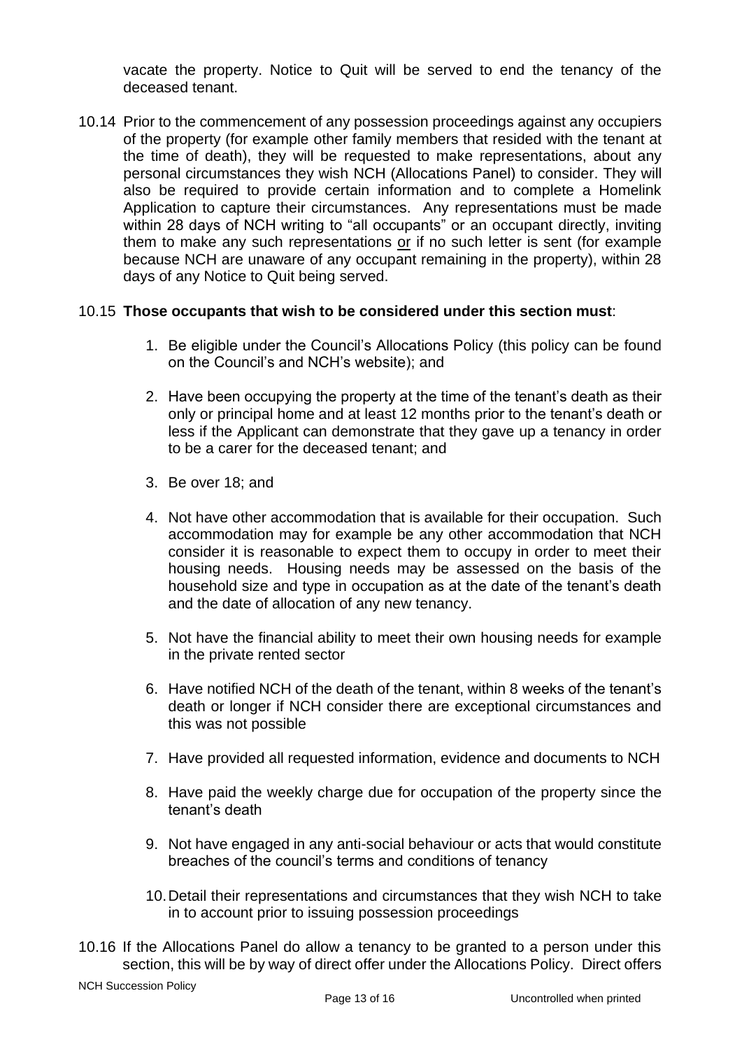vacate the property. Notice to Quit will be served to end the tenancy of the deceased tenant.

10.14 Prior to the commencement of any possession proceedings against any occupiers of the property (for example other family members that resided with the tenant at the time of death), they will be requested to make representations, about any personal circumstances they wish NCH (Allocations Panel) to consider. They will also be required to provide certain information and to complete a Homelink Application to capture their circumstances. Any representations must be made within 28 days of NCH writing to "all occupants" or an occupant directly, inviting them to make any such representations <u>or</u> if no such letter is sent (for example because NCH are unaware of any occupant remaining in the property), within 28 days of any Notice to Quit being served.

10.15 **Those occupants that wish to be considered under this section must**:

1. Be eligible under the Council's Allocations Policy (this policy can be found on the Council's and NCH's website); and
2. Have been occupying the property at the time of the tenant's death as their only or principal home and at least 12 months prior to the tenant's death or less if the Applicant can demonstrate that they gave up a tenancy in order to be a carer for the deceased tenant; and
3. Be over 18; and
4. Not have other accommodation that is available for their occupation. Such accommodation may for example be any other accommodation that NCH consider it is reasonable to expect them to occupy in order to meet their housing needs. Housing needs may be assessed on the basis of the household size and type in occupation as at the date of the tenant's death and the date of allocation of any new tenancy.
5. Not have the financial ability to meet their own housing needs for example in the private rented sector
6. Have notified NCH of the death of the tenant, within 8 weeks of the tenant's death or longer if NCH consider there are exceptional circumstances and this was not possible
7. Have provided all requested information, evidence and documents to NCH
8. Have paid the weekly charge due for occupation of the property since the tenant's death
9. Not have engaged in any anti-social behaviour or acts that would constitute breaches of the council's terms and conditions of tenancy
10. Detail their representations and circumstances that they wish NCH to take in to account prior to issuing possession proceedings

10.16 If the Allocations Panel do allow a tenancy to be granted to a person under this section, this will be by way of direct offer under the Allocations Policy. Direct offers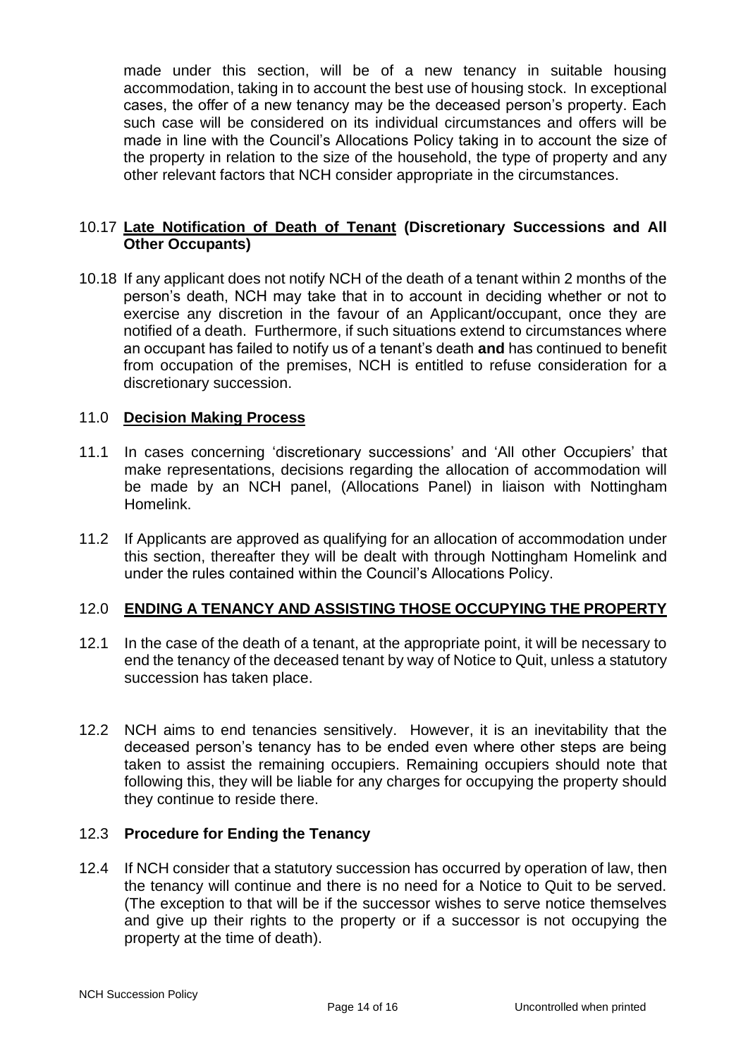made under this section, will be of a new tenancy in suitable housing accommodation, taking in to account the best use of housing stock. In exceptional cases, the offer of a new tenancy may be the deceased person's property. Each such case will be considered on its individual circumstances and offers will be made in line with the Council's Allocations Policy taking in to account the size of the property in relation to the size of the household, the type of property and any other relevant factors that NCH consider appropriate in the circumstances.

### 10.17 <u>Late Notification of Death of Tenant</u> (Discretionary Successions and All Other Occupants)

10.18 If any applicant does not notify NCH of the death of a tenant within 2 months of the person's death, NCH may take that in to account in deciding whether or not to exercise any discretion in the favour of an Applicant/occupant, once they are notified of a death. Furthermore, if such situations extend to circumstances where an occupant has failed to notify us of a tenant's death **and** has continued to benefit from occupation of the premises, NCH is entitled to refuse consideration for a discretionary succession.

## 11.0 <u>Decision Making Process</u>

11.1 In cases concerning 'discretionary successions' and 'All other Occupiers' that make representations, decisions regarding the allocation of accommodation will be made by an NCH panel, (Allocations Panel) in liaison with Nottingham Homelink.

11.2 If Applicants are approved as qualifying for an allocation of accommodation under this section, thereafter they will be dealt with through Nottingham Homelink and under the rules contained within the Council's Allocations Policy.

## 12.0 <u>ENDING A TENANCY AND ASSISTING THOSE OCCUPYING THE PROPERTY</u>

12.1 In the case of the death of a tenant, at the appropriate point, it will be necessary to end the tenancy of the deceased tenant by way of Notice to Quit, unless a statutory succession has taken place.

12.2 NCH aims to end tenancies sensitively. However, it is an inevitability that the deceased person's tenancy has to be ended even where other steps are being taken to assist the remaining occupiers. Remaining occupiers should note that following this, they will be liable for any charges for occupying the property should they continue to reside there.

### 12.3 Procedure for Ending the Tenancy

12.4 If NCH consider that a statutory succession has occurred by operation of law, then the tenancy will continue and there is no need for a Notice to Quit to be served. (The exception to that will be if the successor wishes to serve notice themselves and give up their rights to the property or if a successor is not occupying the property at the time of death).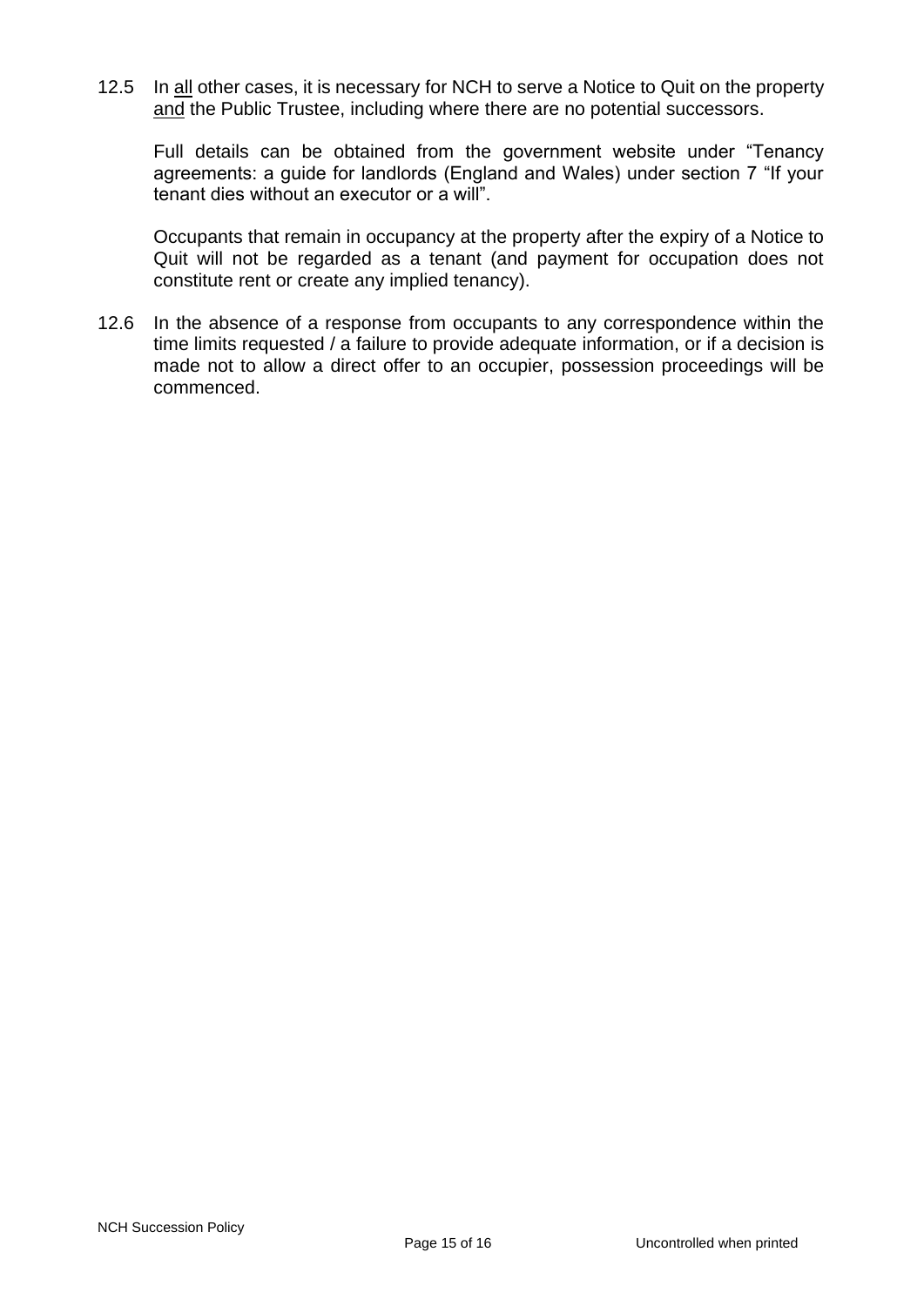12.5 In <u>all</u> other cases, it is necessary for NCH to serve a Notice to Quit on the property <u>and</u> the Public Trustee, including where there are no potential successors.

Full details can be obtained from the government website under "Tenancy agreements: a guide for landlords (England and Wales) under section 7 "If your tenant dies without an executor or a will".

Occupants that remain in occupancy at the property after the expiry of a Notice to Quit will not be regarded as a tenant (and payment for occupation does not constitute rent or create any implied tenancy).

12.6 In the absence of a response from occupants to any correspondence within the time limits requested / a failure to provide adequate information, or if a decision is made not to allow a direct offer to an occupier, possession proceedings will be commenced.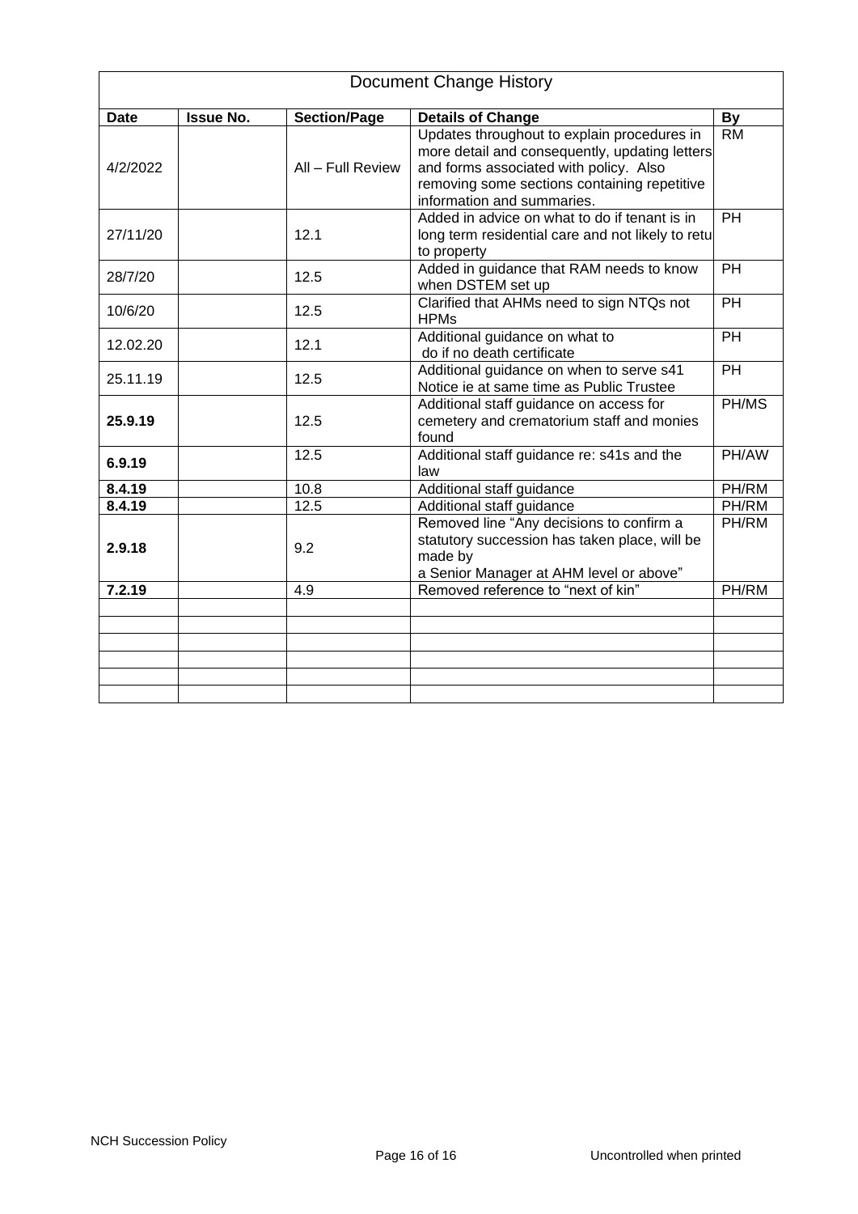| Document Change History | | | | |
|---|---|---|---|---|
| **Date** | **Issue No.** | **Section/Page** | **Details of Change** | **By** |
| 4/2/2022 | | All – Full Review | Updates throughout to explain procedures in more detail and consequently, updating letters and forms associated with policy. Also removing some sections containing repetitive information and summaries. | RM |
| 27/11/20 | | 12.1 | Added in advice on what to do if tenant is in long term residential care and not likely to retu to property | PH |
| 28/7/20 | | 12.5 | Added in guidance that RAM needs to know when DSTEM set up | PH |
| 10/6/20 | | 12.5 | Clarified that AHMs need to sign NTQs not HPMs | PH |
| 12.02.20 | | 12.1 | Additional guidance on what to do if no death certificate | PH |
| 25.11.19 | | 12.5 | Additional guidance on when to serve s41 Notice ie at same time as Public Trustee | PH |
| **25.9.19** | | 12.5 | Additional staff guidance on access for cemetery and crematorium staff and monies found | PH/MS |
| **6.9.19** | | 12.5 | Additional staff guidance re: s41s and the law | PH/AW |
| **8.4.19** | | 10.8 | Additional staff guidance | PH/RM |
| **8.4.19** | | 12.5 | Additional staff guidance | PH/RM |
| **2.9.18** | | 9.2 | Removed line "Any decisions to confirm a statutory succession has taken place, will be made by a Senior Manager at AHM level or above" | PH/RM |
| **7.2.19** | | 4.9 | Removed reference to "next of kin" | PH/RM |
| | | | | |
| | | | | |
| | | | | |
| | | | | |
| | | | | |
| | | | | |